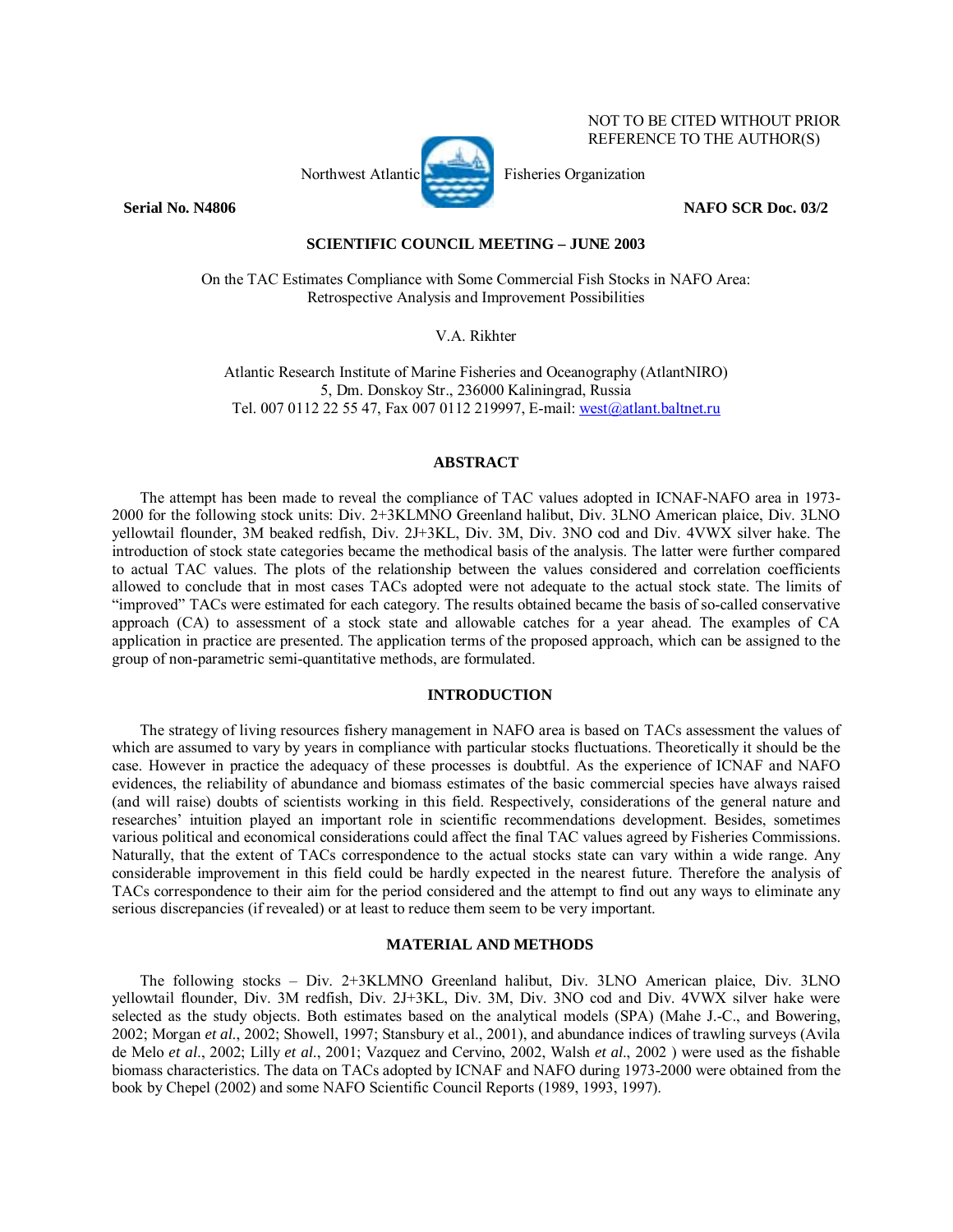NOT TO BE CITED WITHOUT PRIOR REFERENCE TO THE AUTHOR(S)

Northwest Atlantic Fisheries Organization

**Serial No. N4806** **NAFO SCR Doc. 03/2**

**SCIENTIFIC COUNCIL MEETING – JUNE 2003**

On the TAC Estimates Compliance with Some Commercial Fish Stocks in NAFO Area: Retrospective Analysis and Improvement Possibilities

V.A. Rikhter

Atlantic Research Institute of Marine Fisheries and Oceanography (AtlantNIRO)
5, Dm. Donskoy Str., 236000 Kaliningrad, Russia
Tel. 007 0112 22 55 47, Fax 007 0112 219997, E-mail: west@atlant.baltnet.ru

## ABSTRACT

The attempt has been made to reveal the compliance of TAC values adopted in ICNAF-NAFO area in 1973-2000 for the following stock units: Div. 2+3KLMNO Greenland halibut, Div. 3LNO American plaice, Div. 3LNO yellowtail flounder, 3M beaked redfish, Div. 2J+3KL, Div. 3M, Div. 3NO cod and Div. 4VWX silver hake. The introduction of stock state categories became the methodical basis of the analysis. The latter were further compared to actual TAC values. The plots of the relationship between the values considered and correlation coefficients allowed to conclude that in most cases TACs adopted were not adequate to the actual stock state. The limits of "improved" TACs were estimated for each category. The results obtained became the basis of so-called conservative approach (CA) to assessment of a stock state and allowable catches for a year ahead. The examples of CA application in practice are presented. The application terms of the proposed approach, which can be assigned to the group of non-parametric semi-quantitative methods, are formulated.

## INTRODUCTION

The strategy of living resources fishery management in NAFO area is based on TACs assessment the values of which are assumed to vary by years in compliance with particular stocks fluctuations. Theoretically it should be the case. However in practice the adequacy of these processes is doubtful. As the experience of ICNAF and NAFO evidences, the reliability of abundance and biomass estimates of the basic commercial species have always raised (and will raise) doubts of scientists working in this field. Respectively, considerations of the general nature and researches' intuition played an important role in scientific recommendations development. Besides, sometimes various political and economical considerations could affect the final TAC values agreed by Fisheries Commissions. Naturally, that the extent of TACs correspondence to the actual stocks state can vary within a wide range. Any considerable improvement in this field could be hardly expected in the nearest future. Therefore the analysis of TACs correspondence to their aim for the period considered and the attempt to find out any ways to eliminate any serious discrepancies (if revealed) or at least to reduce them seem to be very important.

## MATERIAL AND METHODS

The following stocks – Div. 2+3KLMNO Greenland halibut, Div. 3LNO American plaice, Div. 3LNO yellowtail flounder, Div. 3M redfish, Div. 2J+3KL, Div. 3M, Div. 3NO cod and Div. 4VWX silver hake were selected as the study objects. Both estimates based on the analytical models (SPA) (Mahe J.-C., and Bowering, 2002; Morgan *et al.*, 2002; Showell, 1997; Stansbury et al., 2001), and abundance indices of trawling surveys (Avila de Melo *et al.*, 2002; Lilly *et al.*, 2001; Vazquez and Cervino, 2002, Walsh *et al.*, 2002 ) were used as the fishable biomass characteristics. The data on TACs adopted by ICNAF and NAFO during 1973-2000 were obtained from the book by Chepel (2002) and some NAFO Scientific Council Reports (1989, 1993, 1997).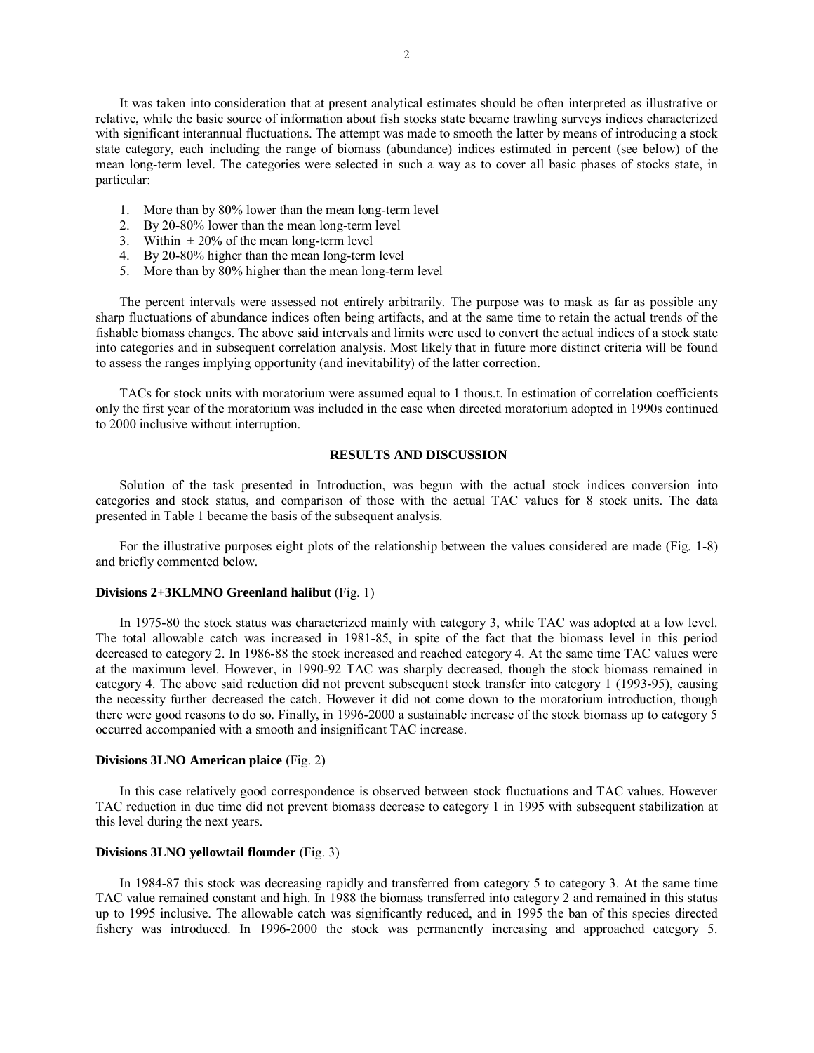It was taken into consideration that at present analytical estimates should be often interpreted as illustrative or relative, while the basic source of information about fish stocks state became trawling surveys indices characterized with significant interannual fluctuations. The attempt was made to smooth the latter by means of introducing a stock state category, each including the range of biomass (abundance) indices estimated in percent (see below) of the mean long-term level. The categories were selected in such a way as to cover all basic phases of stocks state, in particular:

1. More than by 80% lower than the mean long-term level
2. By 20-80% lower than the mean long-term level
3. Within ± 20% of the mean long-term level
4. By 20-80% higher than the mean long-term level
5. More than by 80% higher than the mean long-term level

The percent intervals were assessed not entirely arbitrarily. The purpose was to mask as far as possible any sharp fluctuations of abundance indices often being artifacts, and at the same time to retain the actual trends of the fishable biomass changes. The above said intervals and limits were used to convert the actual indices of a stock state into categories and in subsequent correlation analysis. Most likely that in future more distinct criteria will be found to assess the ranges implying opportunity (and inevitability) of the latter correction.

TACs for stock units with moratorium were assumed equal to 1 thous.t. In estimation of correlation coefficients only the first year of the moratorium was included in the case when directed moratorium adopted in 1990s continued to 2000 inclusive without interruption.

## RESULTS AND DISCUSSION

Solution of the task presented in Introduction, was begun with the actual stock indices conversion into categories and stock status, and comparison of those with the actual TAC values for 8 stock units. The data presented in Table 1 became the basis of the subsequent analysis.

For the illustrative purposes eight plots of the relationship between the values considered are made (Fig. 1-8) and briefly commented below.

### Divisions 2+3KLMNO Greenland halibut (Fig. 1)

In 1975-80 the stock status was characterized mainly with category 3, while TAC was adopted at a low level. The total allowable catch was increased in 1981-85, in spite of the fact that the biomass level in this period decreased to category 2. In 1986-88 the stock increased and reached category 4. At the same time TAC values were at the maximum level. However, in 1990-92 TAC was sharply decreased, though the stock biomass remained in category 4. The above said reduction did not prevent subsequent stock transfer into category 1 (1993-95), causing the necessity further decreased the catch. However it did not come down to the moratorium introduction, though there were good reasons to do so. Finally, in 1996-2000 a sustainable increase of the stock biomass up to category 5 occurred accompanied with a smooth and insignificant TAC increase.

### Divisions 3LNO American plaice (Fig. 2)

In this case relatively good correspondence is observed between stock fluctuations and TAC values. However TAC reduction in due time did not prevent biomass decrease to category 1 in 1995 with subsequent stabilization at this level during the next years.

### Divisions 3LNO yellowtail flounder (Fig. 3)

In 1984-87 this stock was decreasing rapidly and transferred from category 5 to category 3. At the same time TAC value remained constant and high. In 1988 the biomass transferred into category 2 and remained in this status up to 1995 inclusive. The allowable catch was significantly reduced, and in 1995 the ban of this species directed fishery was introduced. In 1996-2000 the stock was permanently increasing and approached category 5.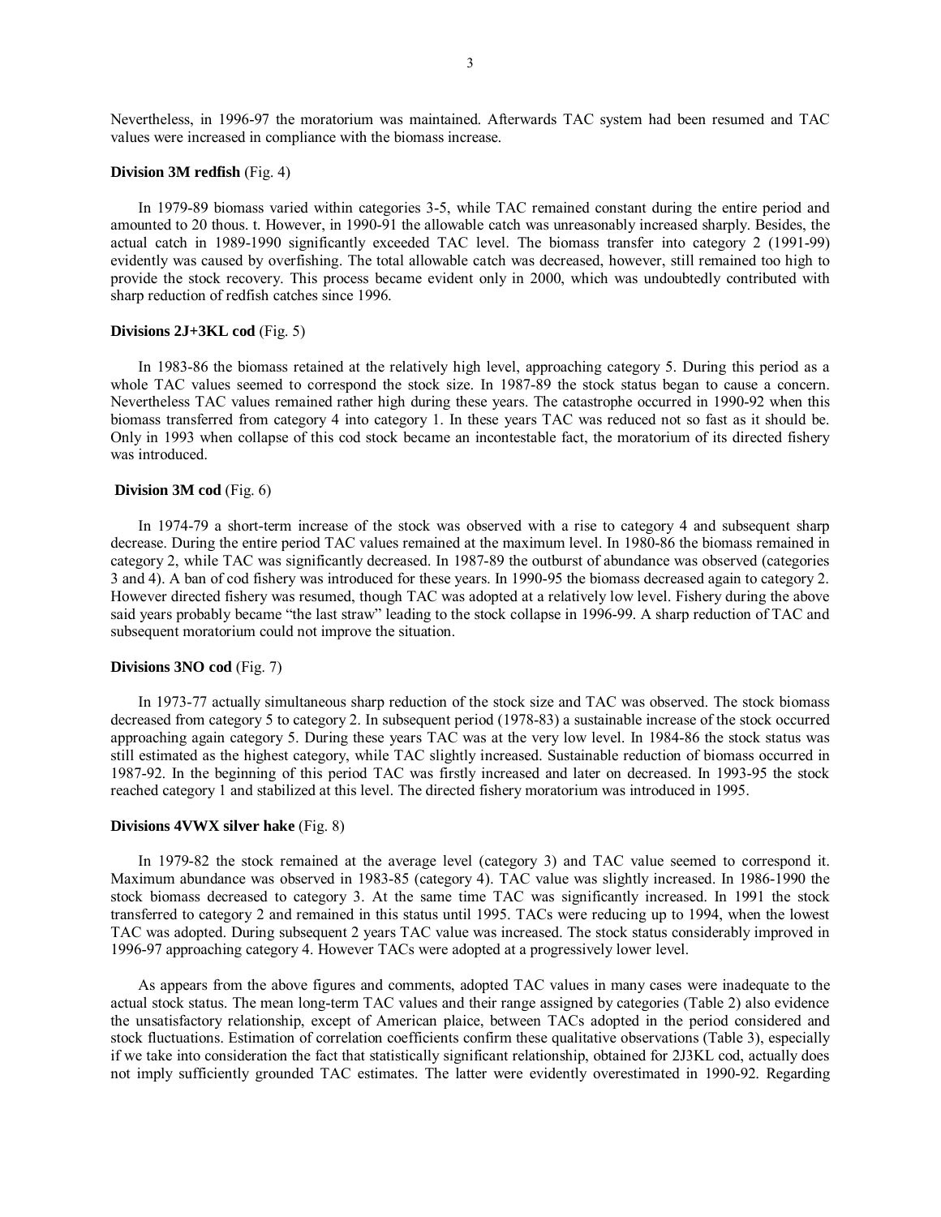Nevertheless, in 1996-97 the moratorium was maintained. Afterwards TAC system had been resumed and TAC values were increased in compliance with the biomass increase.

**Division 3M redfish** (Fig. 4)

In 1979-89 biomass varied within categories 3-5, while TAC remained constant during the entire period and amounted to 20 thous. t. However, in 1990-91 the allowable catch was unreasonably increased sharply. Besides, the actual catch in 1989-1990 significantly exceeded TAC level. The biomass transfer into category 2 (1991-99) evidently was caused by overfishing. The total allowable catch was decreased, however, still remained too high to provide the stock recovery. This process became evident only in 2000, which was undoubtedly contributed with sharp reduction of redfish catches since 1996.

**Divisions 2J+3KL cod** (Fig. 5)

In 1983-86 the biomass retained at the relatively high level, approaching category 5. During this period as a whole TAC values seemed to correspond the stock size. In 1987-89 the stock status began to cause a concern. Nevertheless TAC values remained rather high during these years. The catastrophe occurred in 1990-92 when this biomass transferred from category 4 into category 1. In these years TAC was reduced not so fast as it should be. Only in 1993 when collapse of this cod stock became an incontestable fact, the moratorium of its directed fishery was introduced.

**Division 3M cod** (Fig. 6)

In 1974-79 a short-term increase of the stock was observed with a rise to category 4 and subsequent sharp decrease. During the entire period TAC values remained at the maximum level. In 1980-86 the biomass remained in category 2, while TAC was significantly decreased. In 1987-89 the outburst of abundance was observed (categories 3 and 4). A ban of cod fishery was introduced for these years. In 1990-95 the biomass decreased again to category 2. However directed fishery was resumed, though TAC was adopted at a relatively low level. Fishery during the above said years probably became "the last straw" leading to the stock collapse in 1996-99. A sharp reduction of TAC and subsequent moratorium could not improve the situation.

**Divisions 3NO cod** (Fig. 7)

In 1973-77 actually simultaneous sharp reduction of the stock size and TAC was observed. The stock biomass decreased from category 5 to category 2. In subsequent period (1978-83) a sustainable increase of the stock occurred approaching again category 5. During these years TAC was at the very low level. In 1984-86 the stock status was still estimated as the highest category, while TAC slightly increased. Sustainable reduction of biomass occurred in 1987-92. In the beginning of this period TAC was firstly increased and later on decreased. In 1993-95 the stock reached category 1 and stabilized at this level. The directed fishery moratorium was introduced in 1995.

**Divisions 4VWX silver hake** (Fig. 8)

In 1979-82 the stock remained at the average level (category 3) and TAC value seemed to correspond it. Maximum abundance was observed in 1983-85 (category 4). TAC value was slightly increased. In 1986-1990 the stock biomass decreased to category 3. At the same time TAC was significantly increased. In 1991 the stock transferred to category 2 and remained in this status until 1995. TACs were reducing up to 1994, when the lowest TAC was adopted. During subsequent 2 years TAC value was increased. The stock status considerably improved in 1996-97 approaching category 4. However TACs were adopted at a progressively lower level.

As appears from the above figures and comments, adopted TAC values in many cases were inadequate to the actual stock status. The mean long-term TAC values and their range assigned by categories (Table 2) also evidence the unsatisfactory relationship, except of American plaice, between TACs adopted in the period considered and stock fluctuations. Estimation of correlation coefficients confirm these qualitative observations (Table 3), especially if we take into consideration the fact that statistically significant relationship, obtained for 2J3KL cod, actually does not imply sufficiently grounded TAC estimates. The latter were evidently overestimated in 1990-92. Regarding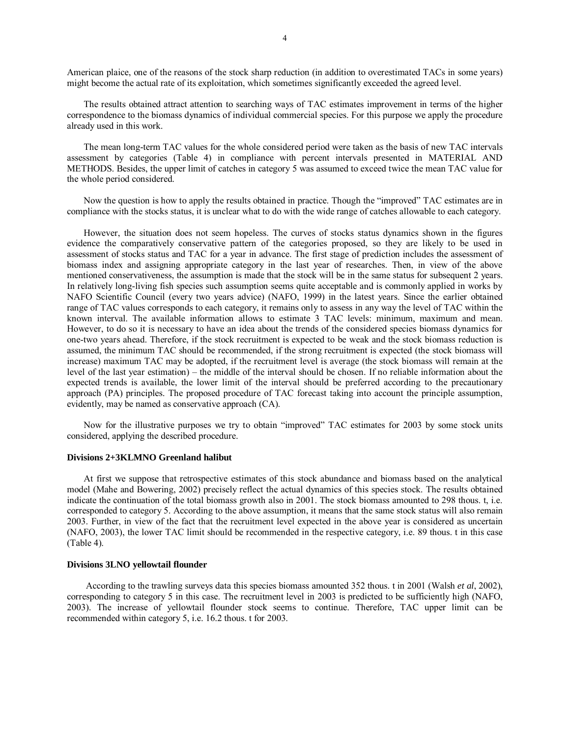American plaice, one of the reasons of the stock sharp reduction (in addition to overestimated TACs in some years) might become the actual rate of its exploitation, which sometimes significantly exceeded the agreed level.

The results obtained attract attention to searching ways of TAC estimates improvement in terms of the higher correspondence to the biomass dynamics of individual commercial species. For this purpose we apply the procedure already used in this work.

The mean long-term TAC values for the whole considered period were taken as the basis of new TAC intervals assessment by categories (Table 4) in compliance with percent intervals presented in MATERIAL AND METHODS. Besides, the upper limit of catches in category 5 was assumed to exceed twice the mean TAC value for the whole period considered.

Now the question is how to apply the results obtained in practice. Though the "improved" TAC estimates are in compliance with the stocks status, it is unclear what to do with the wide range of catches allowable to each category.

However, the situation does not seem hopeless. The curves of stocks status dynamics shown in the figures evidence the comparatively conservative pattern of the categories proposed, so they are likely to be used in assessment of stocks status and TAC for a year in advance. The first stage of prediction includes the assessment of biomass index and assigning appropriate category in the last year of researches. Then, in view of the above mentioned conservativeness, the assumption is made that the stock will be in the same status for subsequent 2 years. In relatively long-living fish species such assumption seems quite acceptable and is commonly applied in works by NAFO Scientific Council (every two years advice) (NAFO, 1999) in the latest years. Since the earlier obtained range of TAC values corresponds to each category, it remains only to assess in any way the level of TAC within the known interval. The available information allows to estimate 3 TAC levels: minimum, maximum and mean. However, to do so it is necessary to have an idea about the trends of the considered species biomass dynamics for one-two years ahead. Therefore, if the stock recruitment is expected to be weak and the stock biomass reduction is assumed, the minimum TAC should be recommended, if the strong recruitment is expected (the stock biomass will increase) maximum TAC may be adopted, if the recruitment level is average (the stock biomass will remain at the level of the last year estimation) – the middle of the interval should be chosen. If no reliable information about the expected trends is available, the lower limit of the interval should be preferred according to the precautionary approach (PA) principles. The proposed procedure of TAC forecast taking into account the principle assumption, evidently, may be named as conservative approach (CA).

Now for the illustrative purposes we try to obtain "improved" TAC estimates for 2003 by some stock units considered, applying the described procedure.

**Divisions 2+3KLMNO Greenland halibut**

At first we suppose that retrospective estimates of this stock abundance and biomass based on the analytical model (Mahe and Bowering, 2002) precisely reflect the actual dynamics of this species stock. The results obtained indicate the continuation of the total biomass growth also in 2001. The stock biomass amounted to 298 thous. t, i.e. corresponded to category 5. According to the above assumption, it means that the same stock status will also remain 2003. Further, in view of the fact that the recruitment level expected in the above year is considered as uncertain (NAFO, 2003), the lower TAC limit should be recommended in the respective category, i.e. 89 thous. t in this case (Table 4).

**Divisions 3LNO yellowtail flounder**

According to the trawling surveys data this species biomass amounted 352 thous. t in 2001 (Walsh *et al*, 2002), corresponding to category 5 in this case. The recruitment level in 2003 is predicted to be sufficiently high (NAFO, 2003). The increase of yellowtail flounder stock seems to continue. Therefore, TAC upper limit can be recommended within category 5, i.e. 16.2 thous. t for 2003.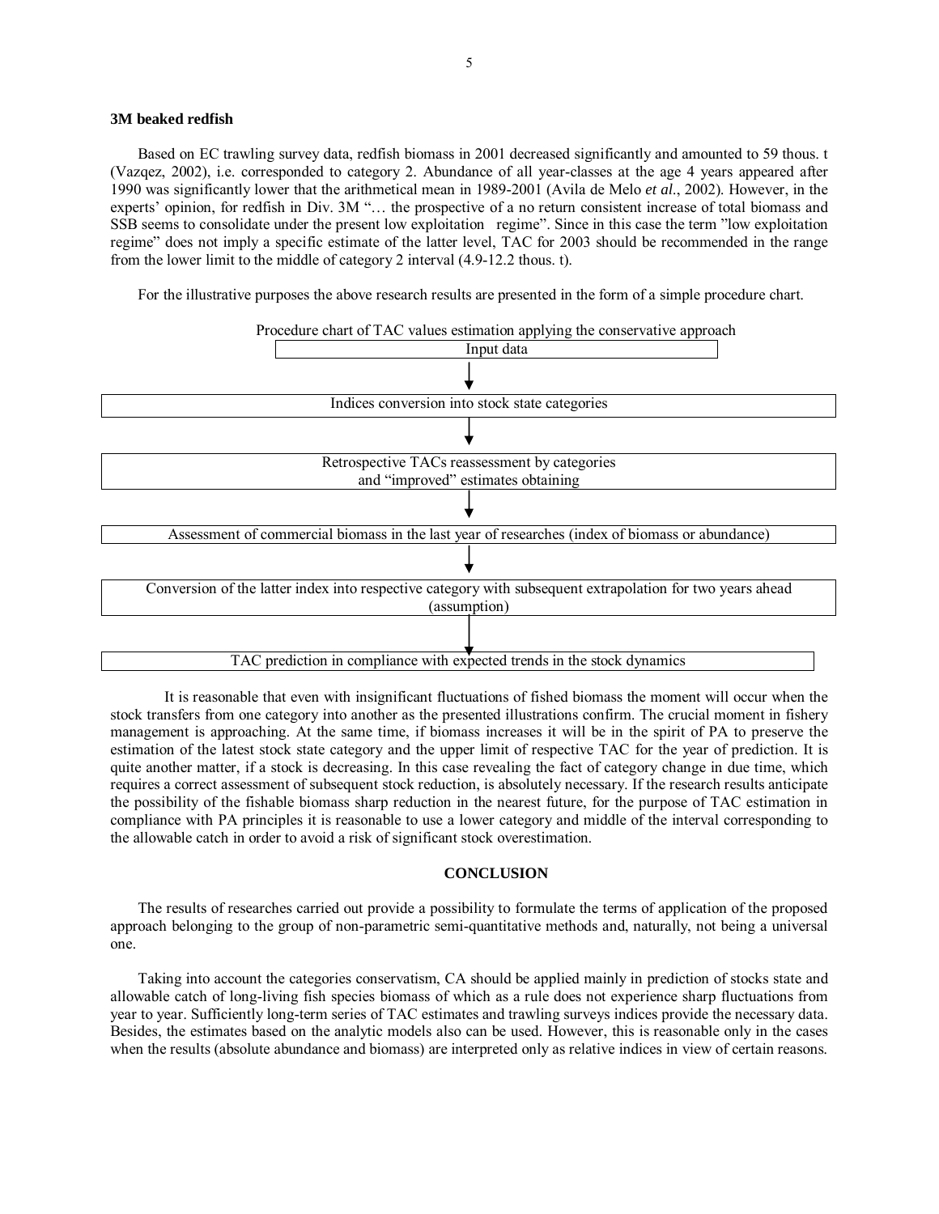**3M beaked redfish**

Based on EC trawling survey data, redfish biomass in 2001 decreased significantly and amounted to 59 thous. t (Vazqez, 2002), i.e. corresponded to category 2. Abundance of all year-classes at the age 4 years appeared after 1990 was significantly lower that the arithmetical mean in 1989-2001 (Avila de Melo *et al*., 2002). However, in the experts' opinion, for redfish in Div. 3M "… the prospective of a no return consistent increase of total biomass and SSB seems to consolidate under the present low exploitation regime". Since in this case the term "low exploitation regime" does not imply a specific estimate of the latter level, TAC for 2003 should be recommended in the range from the lower limit to the middle of category 2 interval (4.9-12.2 thous. t).

For the illustrative purposes the above research results are presented in the form of a simple procedure chart.

Procedure chart of TAC values estimation applying the conservative approach

Input data

↓

Indices conversion into stock state categories

↓

Retrospective TACs reassessment by categories and "improved" estimates obtaining

↓

Assessment of commercial biomass in the last year of researches (index of biomass or abundance)

↓

Conversion of the latter index into respective category with subsequent extrapolation for two years ahead (assumption)

↓

TAC prediction in compliance with expected trends in the stock dynamics

It is reasonable that even with insignificant fluctuations of fished biomass the moment will occur when the stock transfers from one category into another as the presented illustrations confirm. The crucial moment in fishery management is approaching. At the same time, if biomass increases it will be in the spirit of PA to preserve the estimation of the latest stock state category and the upper limit of respective TAC for the year of prediction. It is quite another matter, if a stock is decreasing. In this case revealing the fact of category change in due time, which requires a correct assessment of subsequent stock reduction, is absolutely necessary. If the research results anticipate the possibility of the fishable biomass sharp reduction in the nearest future, for the purpose of TAC estimation in compliance with PA principles it is reasonable to use a lower category and middle of the interval corresponding to the allowable catch in order to avoid a risk of significant stock overestimation.

## CONCLUSION

The results of researches carried out provide a possibility to formulate the terms of application of the proposed approach belonging to the group of non-parametric semi-quantitative methods and, naturally, not being a universal one.

Taking into account the categories conservatism, CA should be applied mainly in prediction of stocks state and allowable catch of long-living fish species biomass of which as a rule does not experience sharp fluctuations from year to year. Sufficiently long-term series of TAC estimates and trawling surveys indices provide the necessary data. Besides, the estimates based on the analytic models also can be used. However, this is reasonable only in the cases when the results (absolute abundance and biomass) are interpreted only as relative indices in view of certain reasons.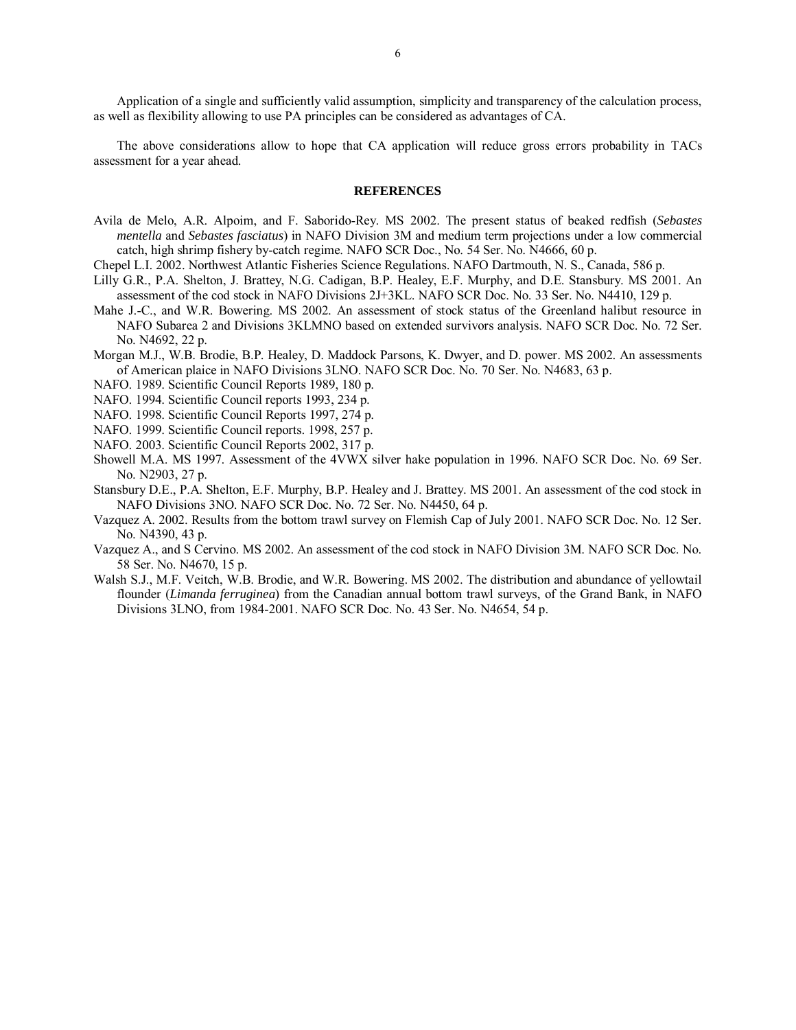Application of a single and sufficiently valid assumption, simplicity and transparency of the calculation process, as well as flexibility allowing to use PA principles can be considered as advantages of CA.

The above considerations allow to hope that CA application will reduce gross errors probability in TACs assessment for a year ahead.

## REFERENCES

Avila de Melo, A.R. Alpoim, and F. Saborido-Rey. MS 2002. The present status of beaked redfish (*Sebastes mentella* and *Sebastes fasciatus*) in NAFO Division 3M and medium term projections under a low commercial catch, high shrimp fishery by-catch regime. NAFO SCR Doc., No. 54 Ser. No. N4666, 60 p.

Chepel L.I. 2002. Northwest Atlantic Fisheries Science Regulations. NAFO Dartmouth, N. S., Canada, 586 p.

Lilly G.R., P.A. Shelton, J. Brattey, N.G. Cadigan, B.P. Healey, E.F. Murphy, and D.E. Stansbury. MS 2001. An assessment of the cod stock in NAFO Divisions 2J+3KL. NAFO SCR Doc. No. 33 Ser. No. N4410, 129 p.

Mahe J.-C., and W.R. Bowering. MS 2002. An assessment of stock status of the Greenland halibut resource in NAFO Subarea 2 and Divisions 3KLMNO based on extended survivors analysis. NAFO SCR Doc. No. 72 Ser. No. N4692, 22 p.

Morgan M.J., W.B. Brodie, B.P. Healey, D. Maddock Parsons, K. Dwyer, and D. power. MS 2002. An assessments of American plaice in NAFO Divisions 3LNO. NAFO SCR Doc. No. 70 Ser. No. N4683, 63 p.

NAFO. 1989. Scientific Council Reports 1989, 180 p.

NAFO. 1994. Scientific Council reports 1993, 234 p.

NAFO. 1998. Scientific Council Reports 1997, 274 p.

NAFO. 1999. Scientific Council reports. 1998, 257 p.

NAFO. 2003. Scientific Council Reports 2002, 317 p.

Showell M.A. MS 1997. Assessment of the 4VWX silver hake population in 1996. NAFO SCR Doc. No. 69 Ser. No. N2903, 27 p.

Stansbury D.E., P.A. Shelton, E.F. Murphy, B.P. Healey and J. Brattey. MS 2001. An assessment of the cod stock in NAFO Divisions 3NO. NAFO SCR Doc. No. 72 Ser. No. N4450, 64 p.

Vazquez A. 2002. Results from the bottom trawl survey on Flemish Cap of July 2001. NAFO SCR Doc. No. 12 Ser. No. N4390, 43 p.

Vazquez A., and S Cervino. MS 2002. An assessment of the cod stock in NAFO Division 3M. NAFO SCR Doc. No. 58 Ser. No. N4670, 15 p.

Walsh S.J., M.F. Veitch, W.B. Brodie, and W.R. Bowering. MS 2002. The distribution and abundance of yellowtail flounder (*Limanda ferruginea*) from the Canadian annual bottom trawl surveys, of the Grand Bank, in NAFO Divisions 3LNO, from 1984-2001. NAFO SCR Doc. No. 43 Ser. No. N4654, 54 p.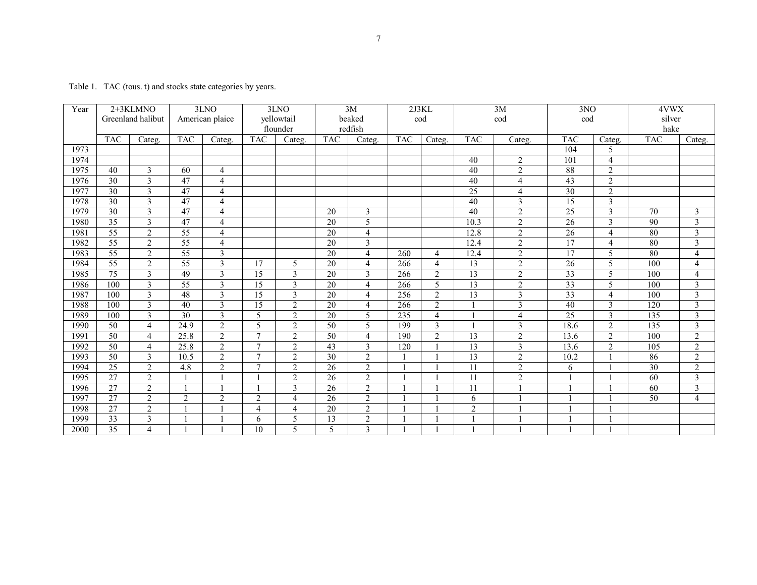Table 1. TAC (tous. t) and stocks state categories by years.

| Year | 2+3KLMNO Greenland halibut | | 3LNO American plaice | | 3LNO yellowtail flounder | | 3M beaked redfish | | 2J3KL cod | | 3M cod | | 3NO cod | | 4VWX silver hake | |
|---|---|---|---|---|---|---|---|---|---|---|---|---|---|---|---|---|
| | TAC | Categ. | TAC | Categ. | TAC | Categ. | TAC | Categ. | TAC | Categ. | TAC | Categ. | TAC | Categ. | TAC | Categ. |
| 1973 | | | | | | | | | | | | | 104 | 5 | | |
| 1974 | | | | | | | | | | | 40 | 2 | 101 | 4 | | |
| 1975 | 40 | 3 | 60 | 4 | | | | | | | 40 | 2 | 88 | 2 | | |
| 1976 | 30 | 3 | 47 | 4 | | | | | | | 40 | 4 | 43 | 2 | | |
| 1977 | 30 | 3 | 47 | 4 | | | | | | | 25 | 4 | 30 | 2 | | |
| 1978 | 30 | 3 | 47 | 4 | | | | | | | 40 | 3 | 15 | 3 | | |
| 1979 | 30 | 3 | 47 | 4 | | | 20 | 3 | | | 40 | 2 | 25 | 3 | 70 | 3 |
| 1980 | 35 | 3 | 47 | 4 | | | 20 | 5 | | | 10.3 | 2 | 26 | 3 | 90 | 3 |
| 1981 | 55 | 2 | 55 | 4 | | | 20 | 4 | | | 12.8 | 2 | 26 | 4 | 80 | 3 |
| 1982 | 55 | 2 | 55 | 4 | | | 20 | 3 | | | 12.4 | 2 | 17 | 4 | 80 | 3 |
| 1983 | 55 | 2 | 55 | 3 | | | 20 | 4 | 260 | 4 | 12.4 | 2 | 17 | 5 | 80 | 4 |
| 1984 | 55 | 2 | 55 | 3 | 17 | 5 | 20 | 4 | 266 | 4 | 13 | 2 | 26 | 5 | 100 | 4 |
| 1985 | 75 | 3 | 49 | 3 | 15 | 3 | 20 | 3 | 266 | 2 | 13 | 2 | 33 | 5 | 100 | 4 |
| 1986 | 100 | 3 | 55 | 3 | 15 | 3 | 20 | 4 | 266 | 5 | 13 | 2 | 33 | 5 | 100 | 3 |
| 1987 | 100 | 3 | 48 | 3 | 15 | 3 | 20 | 4 | 256 | 2 | 13 | 3 | 33 | 4 | 100 | 3 |
| 1988 | 100 | 3 | 40 | 3 | 15 | 2 | 20 | 4 | 266 | 2 | 1 | 3 | 40 | 3 | 120 | 3 |
| 1989 | 100 | 3 | 30 | 3 | 5 | 2 | 20 | 5 | 235 | 4 | 1 | 4 | 25 | 3 | 135 | 3 |
| 1990 | 50 | 4 | 24.9 | 2 | 5 | 2 | 50 | 5 | 199 | 3 | 1 | 3 | 18.6 | 2 | 135 | 3 |
| 1991 | 50 | 4 | 25.8 | 2 | 7 | 2 | 50 | 4 | 190 | 2 | 13 | 2 | 13.6 | 2 | 100 | 2 |
| 1992 | 50 | 4 | 25.8 | 2 | 7 | 2 | 43 | 3 | 120 | 1 | 13 | 3 | 13.6 | 2 | 105 | 2 |
| 1993 | 50 | 3 | 10.5 | 2 | 7 | 2 | 30 | 2 | 1 | 1 | 13 | 2 | 10.2 | 1 | 86 | 2 |
| 1994 | 25 | 2 | 4.8 | 2 | 7 | 2 | 26 | 2 | 1 | 1 | 11 | 2 | 6 | 1 | 30 | 2 |
| 1995 | 27 | 2 | 1 | 1 | 1 | 2 | 26 | 2 | 1 | 1 | 11 | 2 | 1 | 1 | 60 | 3 |
| 1996 | 27 | 2 | 1 | 1 | 1 | 3 | 26 | 2 | 1 | 1 | 11 | 1 | 1 | 1 | 60 | 3 |
| 1997 | 27 | 2 | 2 | 2 | 2 | 4 | 26 | 2 | 1 | 1 | 6 | 1 | 1 | 1 | 50 | 4 |
| 1998 | 27 | 2 | 1 | 1 | 4 | 4 | 20 | 2 | 1 | 1 | 2 | 1 | 1 | 1 | | |
| 1999 | 33 | 3 | 1 | 1 | 6 | 5 | 13 | 2 | 1 | 1 | 1 | 1 | 1 | 1 | | |
| 2000 | 35 | 4 | 1 | 1 | 10 | 5 | 5 | 3 | 1 | 1 | 1 | 1 | 1 | 1 | | |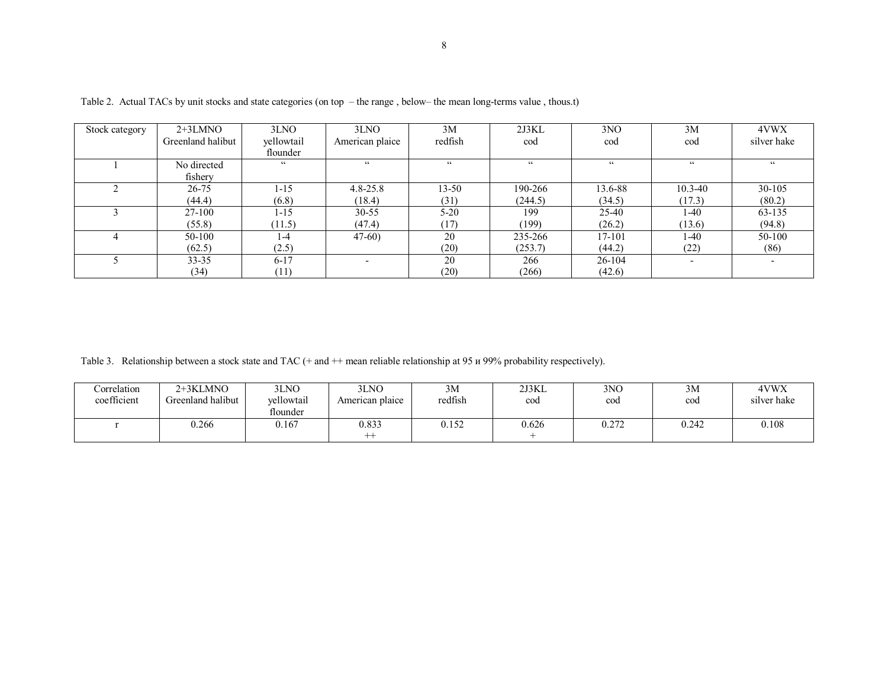Table 2. Actual TACs by unit stocks and state categories (on top – the range , below– the mean long-terms value , thous.t)

| Stock category | 2+3LMNO Greenland halibut | 3LNO yellowtail flounder | 3LNO American plaice | 3M redfish | 2J3KL cod | 3NO cod | 3M cod | 4VWX silver hake |
|---|---|---|---|---|---|---|---|---|
| 1 | No directed fishery | " | " | " | " | " | " | " |
| 2 | 26-75 (44.4) | 1-15 (6.8) | 4.8-25.8 (18.4) | 13-50 (31) | 190-266 (244.5) | 13.6-88 (34.5) | 10.3-40 (17.3) | 30-105 (80.2) |
| 3 | 27-100 (55.8) | 1-15 (11.5) | 30-55 (47.4) | 5-20 (17) | 199 (199) | 25-40 (26.2) | 1-40 (13.6) | 63-135 (94.8) |
| 4 | 50-100 (62.5) | 1-4 (2.5) | 47-60) | 20 (20) | 235-266 (253.7) | 17-101 (44.2) | 1-40 (22) | 50-100 (86) |
| 5 | 33-35 (34) | 6-17 (11) | - | 20 (20) | 266 (266) | 26-104 (42.6) | - | - |

Table 3. Relationship between a stock state and TAC (+ and ++ mean reliable relationship at 95 и 99% probability respectively).

| Correlation coefficient | 2+3KLMNO Greenland halibut | 3LNO yellowtail flounder | 3LNO American plaice | 3M redfish | 2J3KL cod | 3NO cod | 3M cod | 4VWX silver hake |
|---|---|---|---|---|---|---|---|---|
| r | 0.266 | 0.167 | 0.833 ++ | 0.152 | 0.626 + | 0.272 | 0.242 | 0.108 |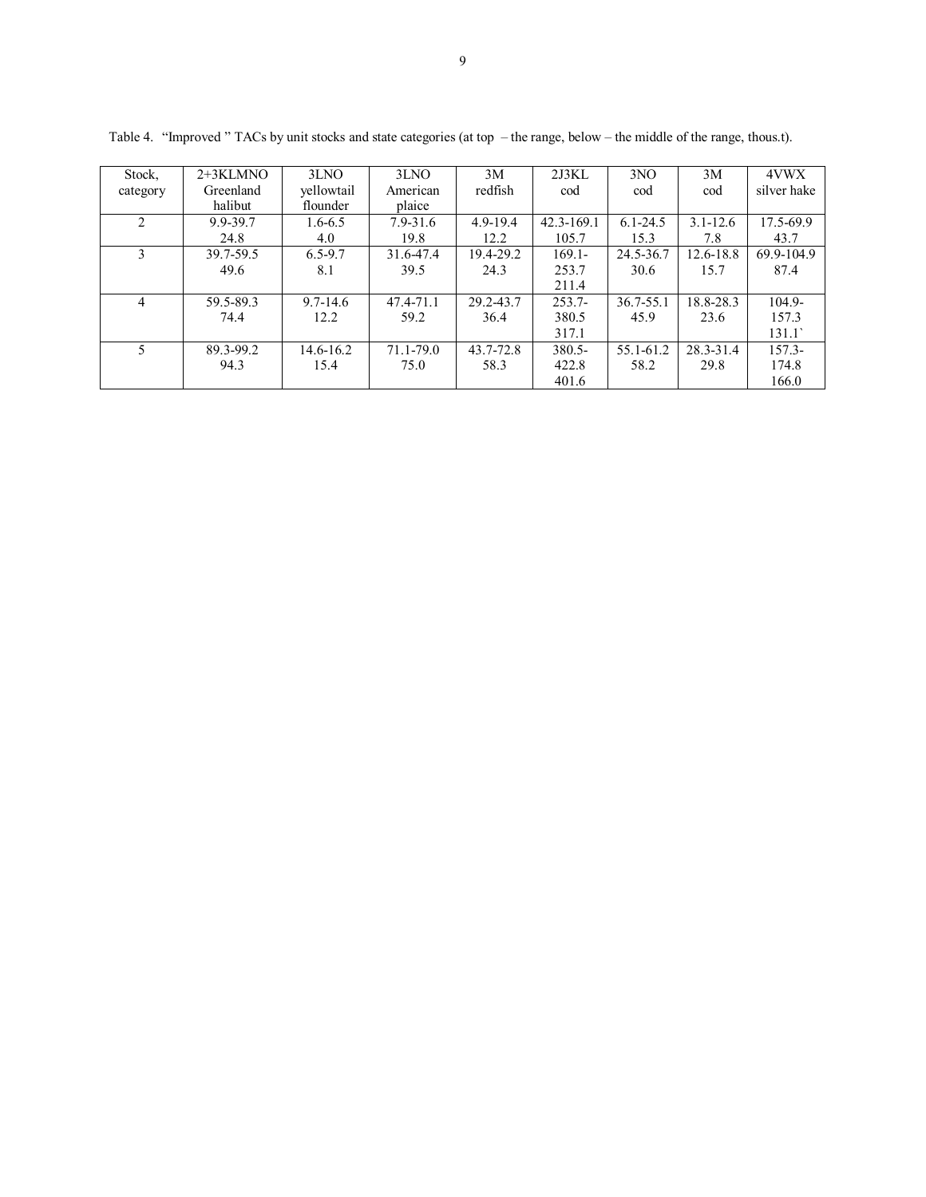Table 4. "Improved " TACs by unit stocks and state categories (at top – the range, below – the middle of the range, thous.t).

| Stock, category | 2+3KLMNO Greenland halibut | 3LNO yellowtail flounder | 3LNO American plaice | 3M redfish | 2J3KL cod | 3NO cod | 3M cod | 4VWX silver hake |
|---|---|---|---|---|---|---|---|---|
| 2 | 9.9-39.7<br>24.8 | 1.6-6.5<br>4.0 | 7.9-31.6<br>19.8 | 4.9-19.4<br>12.2 | 42.3-169.1<br>105.7 | 6.1-24.5<br>15.3 | 3.1-12.6<br>7.8 | 17.5-69.9<br>43.7 |
| 3 | 39.7-59.5<br>49.6 | 6.5-9.7<br>8.1 | 31.6-47.4<br>39.5 | 19.4-29.2<br>24.3 | 169.1-253.7<br>211.4 | 24.5-36.7<br>30.6 | 12.6-18.8<br>15.7 | 69.9-104.9<br>87.4 |
| 4 | 59.5-89.3<br>74.4 | 9.7-14.6<br>12.2 | 47.4-71.1<br>59.2 | 29.2-43.7<br>36.4 | 253.7-380.5<br>317.1 | 36.7-55.1<br>45.9 | 18.8-28.3<br>23.6 | 104.9-157.3<br>131.1` |
| 5 | 89.3-99.2<br>94.3 | 14.6-16.2<br>15.4 | 71.1-79.0<br>75.0 | 43.7-72.8<br>58.3 | 380.5-422.8<br>401.6 | 55.1-61.2<br>58.2 | 28.3-31.4<br>29.8 | 157.3-174.8<br>166.0 |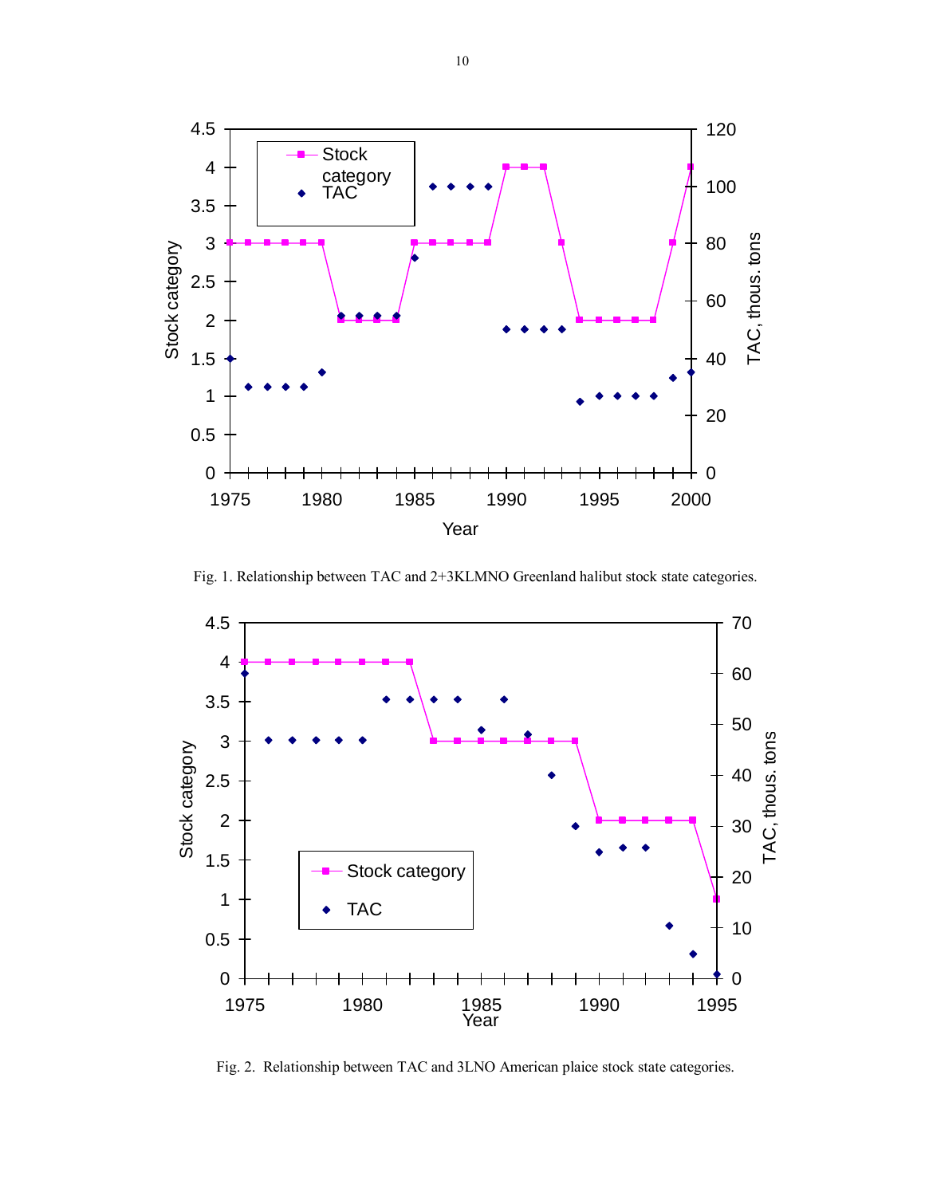Fig. 1. Relationship between TAC and 2+3KLMNO Greenland halibut stock state categories.

Fig. 2. Relationship between TAC and 3LNO American plaice stock state categories.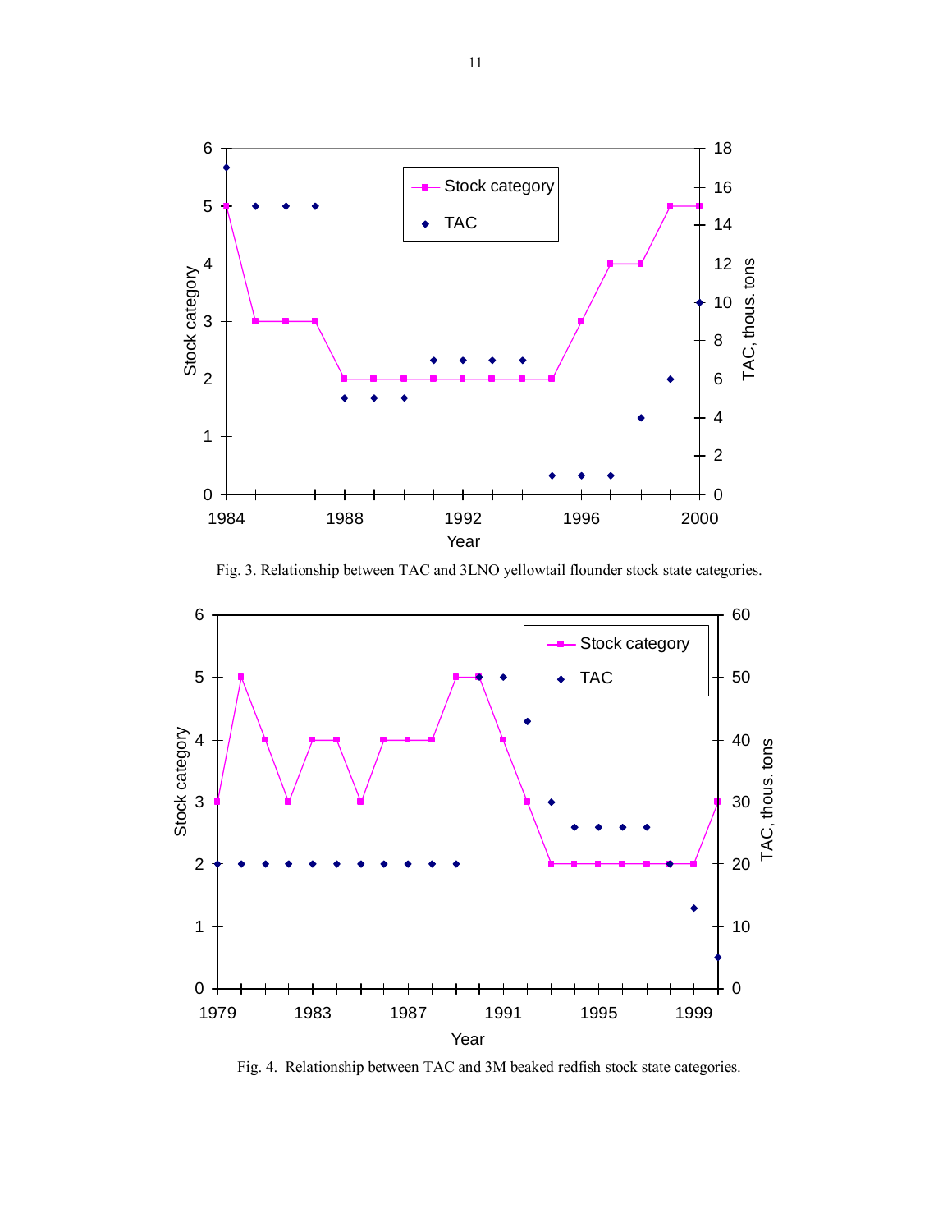Fig. 3. Relationship between TAC and 3LNO yellowtail flounder stock state categories.

Fig. 4. Relationship between TAC and 3M beaked redfish stock state categories.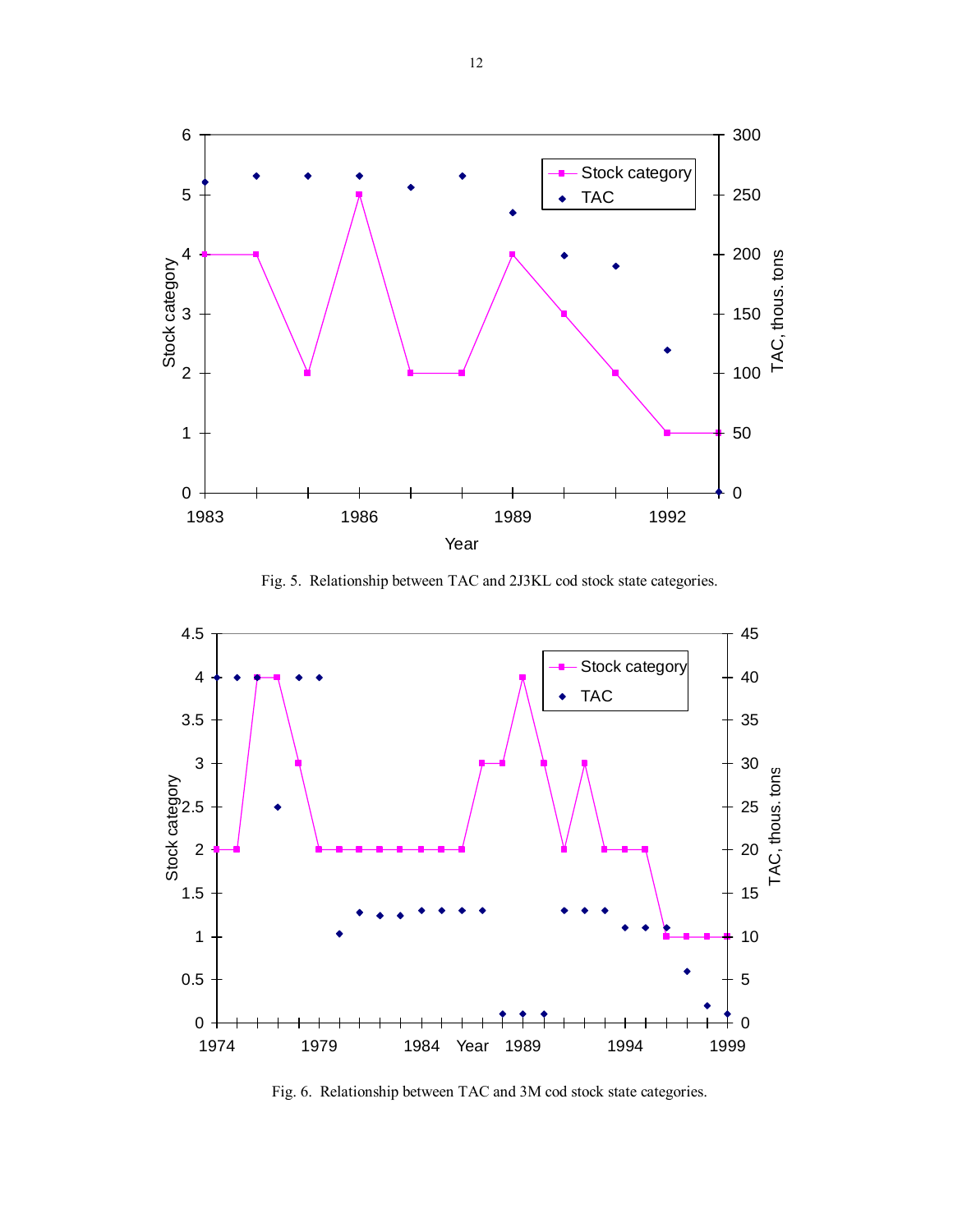Fig. 5. Relationship between TAC and 2J3KL cod stock state categories.

Fig. 6. Relationship between TAC and 3M cod stock state categories.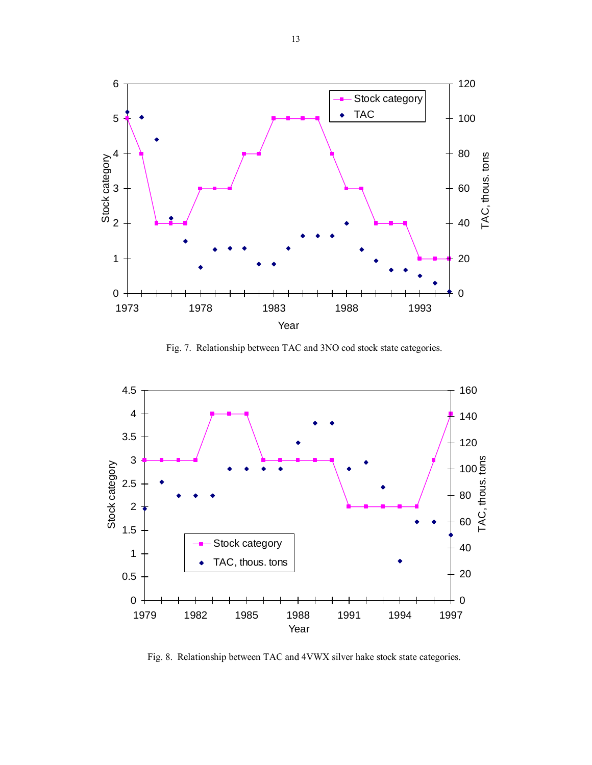6
5
4
3
2
1
0

120
100
80
60
40
20
0

Stock category

TAC, thous. tons

1973
1978
1983
1988
1993

Year

Stock category
TAC

Fig. 7. Relationship between TAC and 3NO cod stock state categories.

4.5
4
3.5
3
2.5
2
1.5
1
0.5
0

160
140
120
100
80
60
40
20
0

Stock category

TAC, thous. tons

1979
1982
1985
1988
1991
1994
1997

Year

Stock category
TAC, thous. tons

Fig. 8. Relationship between TAC and 4VWX silver hake stock state categories.